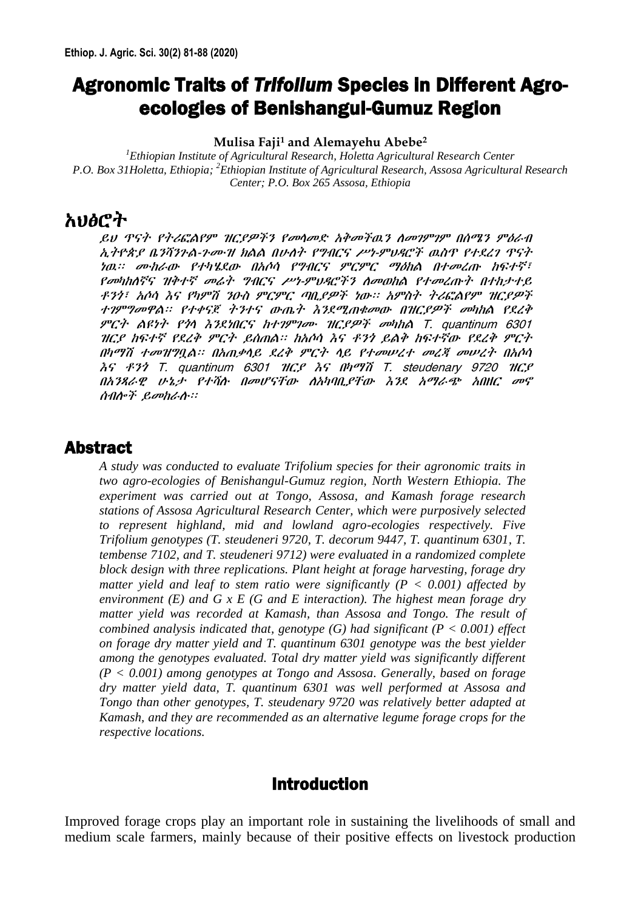# Agronomic Traits of *Trifolium* Species in Different Agro-ecologies of Benishangul-Gumuz Region

**Mulisa Faji[1] and Alemayehu Abebe[2]**

*[1]Ethiopian Institute of Agricultural Research, Holetta Agricultural Research Center P.O. Box 31Holetta, Ethiopia; [2]Ethiopian Institute of Agricultural Research, Assosa Agricultural Research Center; P.O. Box 265 Assosa, Ethiopia*

## አህፅሮት

*ይህ ጥናት የትሪፎሊየም ዝርያዎችን የመላመድ አቅመችዉን ለመገምገም በሰሜን ምዕራብ ኢትዮጵያ ቤንሻንጉል-ጉሙዝ ክልል በሁለት የግብርና ሥነ-ምህዳሮች ዉስጥ የተደረገ ጥናት ነዉ። ሙከራው የተካሄደው በአሶሳ የግብርና ምርምር ማዕከል በተመረጡ ከፍተኛ፣ የመካከለኛና ዝቅተኛ መሬት ግብርና ሥነ-ምህዳሮችን ለመወከል የተመረጡት በተከታተይ ቶንጎ፣ አሶሳ እና የካምሽ ንዑስ ምርምር ጣቢያዎች ነው። አምስት ትሪፎሊየም ዝርያዎች ተገምግመዋል። የተቀናጀ ትንተና ውጤት እንደሚጠቁመው በዝርያዎች መካከል የደረቅ ምርት ልዩነት የጎላ እንደነበርና ከተገምገሙ ዝርያዎች መካከል T. quantinum 6301 ዝርያ ከፍተኛ የደረቅ ምርት ይሰጠል። ከአሶሳ እና ቶንጎ ይልቅ ከፍተኛው የደረቅ ምርት በካማሽ ተመዝግቧል። በአጠቃላይ ደረቅ ምርት ላይ የተመሠረተ መረጃ መሠረት በአሶሳ እና ቶንጎ T. quantinum 6301 ዝርያ እና በካማሽ T. steudenary 9720 ዝርያ በአንጻራዊ ሁኔታ የተሻሉ በመሆናቸው ለአካባቢያቸው እንደ አማራጭ አበዘር መኖ ሰብሎች ይመከራሉ።*

## Abstract

*A study was conducted to evaluate Trifolium species for their agronomic traits in two agro-ecologies of Benishangul-Gumuz region, North Western Ethiopia. The experiment was carried out at Tongo, Assosa, and Kamash forage research stations of Assosa Agricultural Research Center, which were purposively selected to represent highland, mid and lowland agro-ecologies respectively. Five Trifolium genotypes (T. steudeneri 9720, T. decorum 9447, T. quantinum 6301, T. tembense 7102, and T. steudeneri 9712) were evaluated in a randomized complete block design with three replications. Plant height at forage harvesting, forage dry matter yield and leaf to stem ratio were significantly ($P < 0.001$) affected by environment (E) and G x E (G and E interaction). The highest mean forage dry matter yield was recorded at Kamash, than Assosa and Tongo. The result of combined analysis indicated that, genotype (G) had significant ($P < 0.001$) effect on forage dry matter yield and T. quantinum 6301 genotype was the best yielder among the genotypes evaluated. Total dry matter yield was significantly different ($P < 0.001$) among genotypes at Tongo and Assosa. Generally, based on forage dry matter yield data, T. quantinum 6301 was well performed at Assosa and Tongo than other genotypes, T. steudenary 9720 was relatively better adapted at Kamash, and they are recommended as an alternative legume forage crops for the respective locations.*

## Introduction

Improved forage crops play an important role in sustaining the livelihoods of small and medium scale farmers, mainly because of their positive effects on livestock production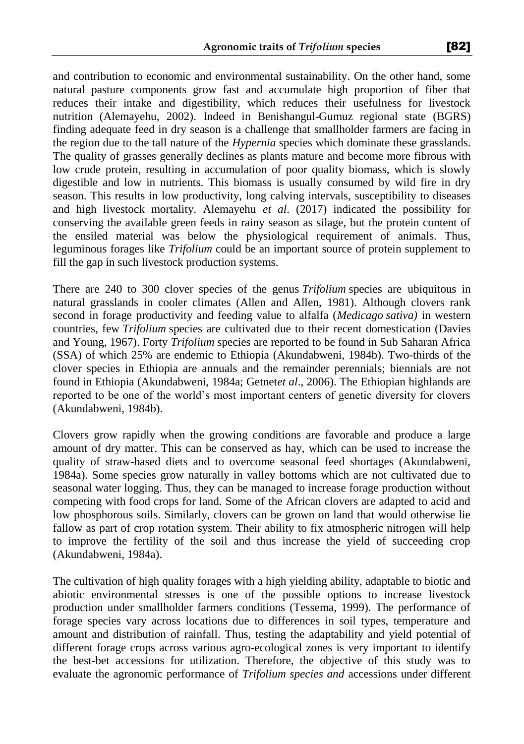and contribution to economic and environmental sustainability. On the other hand, some natural pasture components grow fast and accumulate high proportion of fiber that reduces their intake and digestibility, which reduces their usefulness for livestock nutrition (Alemayehu, 2002). Indeed in Benishangul-Gumuz regional state (BGRS) finding adequate feed in dry season is a challenge that smallholder farmers are facing in the region due to the tall nature of the *Hypernia* species which dominate these grasslands. The quality of grasses generally declines as plants mature and become more fibrous with low crude protein, resulting in accumulation of poor quality biomass, which is slowly digestible and low in nutrients. This biomass is usually consumed by wild fire in dry season. This results in low productivity, long calving intervals, susceptibility to diseases and high livestock mortality. Alemayehu *et al*. (2017) indicated the possibility for conserving the available green feeds in rainy season as silage, but the protein content of the ensiled material was below the physiological requirement of animals. Thus, leguminous forages like *Trifolium* could be an important source of protein supplement to fill the gap in such livestock production systems.

There are 240 to 300 clover species of the genus *Trifolium* species are ubiquitous in natural grasslands in cooler climates (Allen and Allen, 1981). Although clovers rank second in forage productivity and feeding value to alfalfa (*Medicago sativa)* in western countries, few *Trifolium* species are cultivated due to their recent domestication (Davies and Young, 1967). Forty *Trifolium* species are reported to be found in Sub Saharan Africa (SSA) of which 25% are endemic to Ethiopia (Akundabweni, 1984b). Two-thirds of the clover species in Ethiopia are annuals and the remainder perennials; biennials are not found in Ethiopia (Akundabweni, 1984a; Getnet*et al*., 2006). The Ethiopian highlands are reported to be one of the world's most important centers of genetic diversity for clovers (Akundabweni, 1984b).

Clovers grow rapidly when the growing conditions are favorable and produce a large amount of dry matter. This can be conserved as hay, which can be used to increase the quality of straw-based diets and to overcome seasonal feed shortages (Akundabweni, 1984a). Some species grow naturally in valley bottoms which are not cultivated due to seasonal water logging. Thus, they can be managed to increase forage production without competing with food crops for land. Some of the African clovers are adapted to acid and low phosphorous soils. Similarly, clovers can be grown on land that would otherwise lie fallow as part of crop rotation system. Their ability to fix atmospheric nitrogen will help to improve the fertility of the soil and thus increase the yield of succeeding crop (Akundabweni, 1984a).

The cultivation of high quality forages with a high yielding ability, adaptable to biotic and abiotic environmental stresses is one of the possible options to increase livestock production under smallholder farmers conditions (Tessema, 1999). The performance of forage species vary across locations due to differences in soil types, temperature and amount and distribution of rainfall. Thus, testing the adaptability and yield potential of different forage crops across various agro-ecological zones is very important to identify the best-bet accessions for utilization. Therefore, the objective of this study was to evaluate the agronomic performance of *Trifolium species and* accessions under different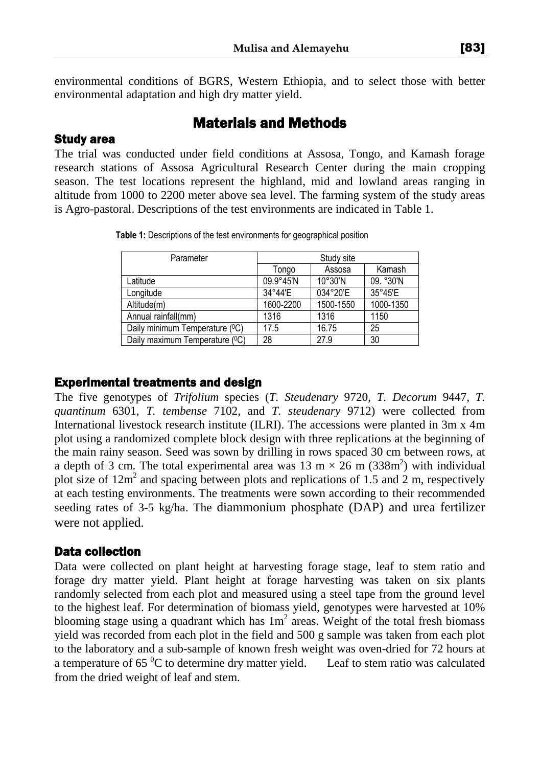environmental conditions of BGRS, Western Ethiopia, and to select those with better environmental adaptation and high dry matter yield.

# Materials and Methods

## Study area

The trial was conducted under field conditions at Assosa, Tongo, and Kamash forage research stations of Assosa Agricultural Research Center during the main cropping season. The test locations represent the highland, mid and lowland areas ranging in altitude from 1000 to 2200 meter above sea level. The farming system of the study areas is Agro-pastoral. Descriptions of the test environments are indicated in Table 1.

**Table 1:** Descriptions of the test environments for geographical position

| Parameter | Study site | | |
|---|---|---|---|
| | Tongo | Assosa | Kamash |
| Latitude | 09.9°45'N | 10°30'N | 09. °30'N |
| Longitude | 34°44'E | 034°20'E | 35°45'E |
| Altitude(m) | 1600-2200 | 1500-1550 | 1000-1350 |
| Annual rainfall(mm) | 1316 | 1316 | 1150 |
| Daily minimum Temperature ($^0$C) | 17.5 | 16.75 | 25 |
| Daily maximum Temperature ($^0$C) | 28 | 27.9 | 30 |

## Experimental treatments and design

The five genotypes of *Trifolium* species (*T. Steudenary* 9720, *T. Decorum* 9447, *T. quantinum* 6301, *T. tembense* 7102, and *T. steudenary* 9712) were collected from International livestock research institute (ILRI). The accessions were planted in 3m x 4m plot using a randomized complete block design with three replications at the beginning of the main rainy season. Seed was sown by drilling in rows spaced 30 cm between rows, at a depth of 3 cm. The total experimental area was 13 m × 26 m (338m$^2$) with individual plot size of 12m$^2$ and spacing between plots and replications of 1.5 and 2 m, respectively at each testing environments. The treatments were sown according to their recommended seeding rates of 3-5 kg/ha. The diammonium phosphate (DAP) and urea fertilizer were not applied.

## Data collection

Data were collected on plant height at harvesting forage stage, leaf to stem ratio and forage dry matter yield. Plant height at forage harvesting was taken on six plants randomly selected from each plot and measured using a steel tape from the ground level to the highest leaf. For determination of biomass yield, genotypes were harvested at 10% blooming stage using a quadrant which has 1m$^2$ areas. Weight of the total fresh biomass yield was recorded from each plot in the field and 500 g sample was taken from each plot to the laboratory and a sub-sample of known fresh weight was oven-dried for 72 hours at a temperature of 65 $^0$C to determine dry matter yield. Leaf to stem ratio was calculated from the dried weight of leaf and stem.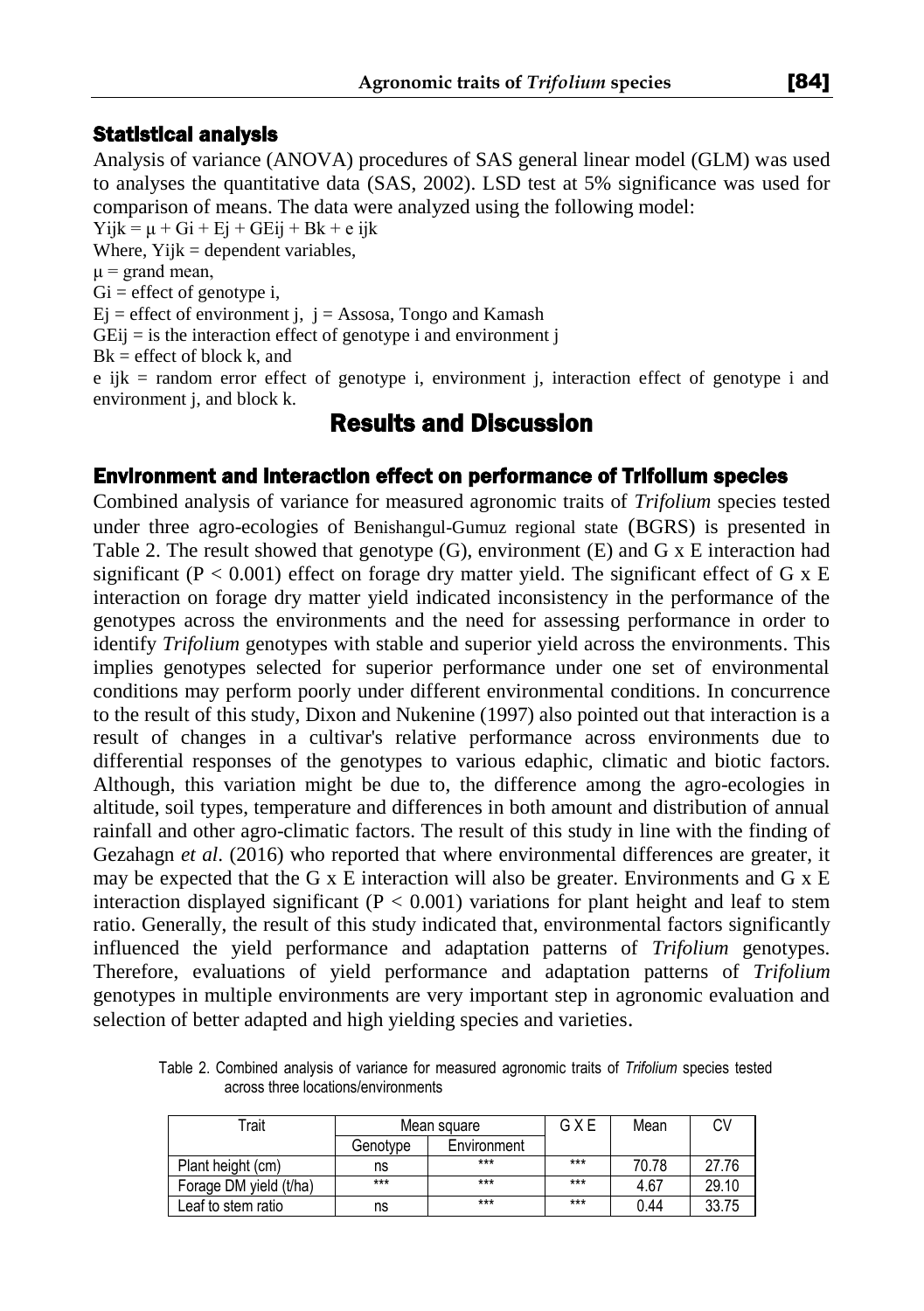## Statistical analysis

Analysis of variance (ANOVA) procedures of SAS general linear model (GLM) was used to analyses the quantitative data (SAS, 2002). LSD test at 5% significance was used for comparison of means. The data were analyzed using the following model:

$Y_{ijk} = \mu + G_i + E_j + GE_{ij} + B_k + e_{ijk}$

Where, $Y_{ijk}$ = dependent variables,

$\mu$ = grand mean,

$G_i$ = effect of genotype i,

$E_j$ = effect of environment j, j = Assosa, Tongo and Kamash

$GE_{ij}$ = is the interaction effect of genotype i and environment j

$B_k$ = effect of block k, and

$e_{ijk}$ = random error effect of genotype i, environment j, interaction effect of genotype i and environment j, and block k.

# Results and Discussion

## Environment and interaction effect on performance of Trifolium species

Combined analysis of variance for measured agronomic traits of *Trifolium* species tested under three agro-ecologies of Benishangul-Gumuz regional state (BGRS) is presented in Table 2. The result showed that genotype (G), environment (E) and G x E interaction had significant ($P < 0.001$) effect on forage dry matter yield. The significant effect of G x E interaction on forage dry matter yield indicated inconsistency in the performance of the genotypes across the environments and the need for assessing performance in order to identify *Trifolium* genotypes with stable and superior yield across the environments. This implies genotypes selected for superior performance under one set of environmental conditions may perform poorly under different environmental conditions. In concurrence to the result of this study, Dixon and Nukenine (1997) also pointed out that interaction is a result of changes in a cultivar's relative performance across environments due to differential responses of the genotypes to various edaphic, climatic and biotic factors. Although, this variation might be due to, the difference among the agro-ecologies in altitude, soil types, temperature and differences in both amount and distribution of annual rainfall and other agro-climatic factors. The result of this study in line with the finding of Gezahagn *et al*. (2016) who reported that where environmental differences are greater, it may be expected that the G x E interaction will also be greater. Environments and G x E interaction displayed significant ($P < 0.001$) variations for plant height and leaf to stem ratio. Generally, the result of this study indicated that, environmental factors significantly influenced the yield performance and adaptation patterns of *Trifolium* genotypes. Therefore, evaluations of yield performance and adaptation patterns of *Trifolium* genotypes in multiple environments are very important step in agronomic evaluation and selection of better adapted and high yielding species and varieties.

Table 2. Combined analysis of variance for measured agronomic traits of *Trifolium* species tested across three locations/environments

| Trait | Mean square | | G X E | Mean | CV |
|---|---|---|---|---|---|
| | Genotype | Environment | | | |
| Plant height (cm) | ns | *** | *** | 70.78 | 27.76 |
| Forage DM yield (t/ha) | *** | *** | *** | 4.67 | 29.10 |
| Leaf to stem ratio | ns | *** | *** | 0.44 | 33.75 |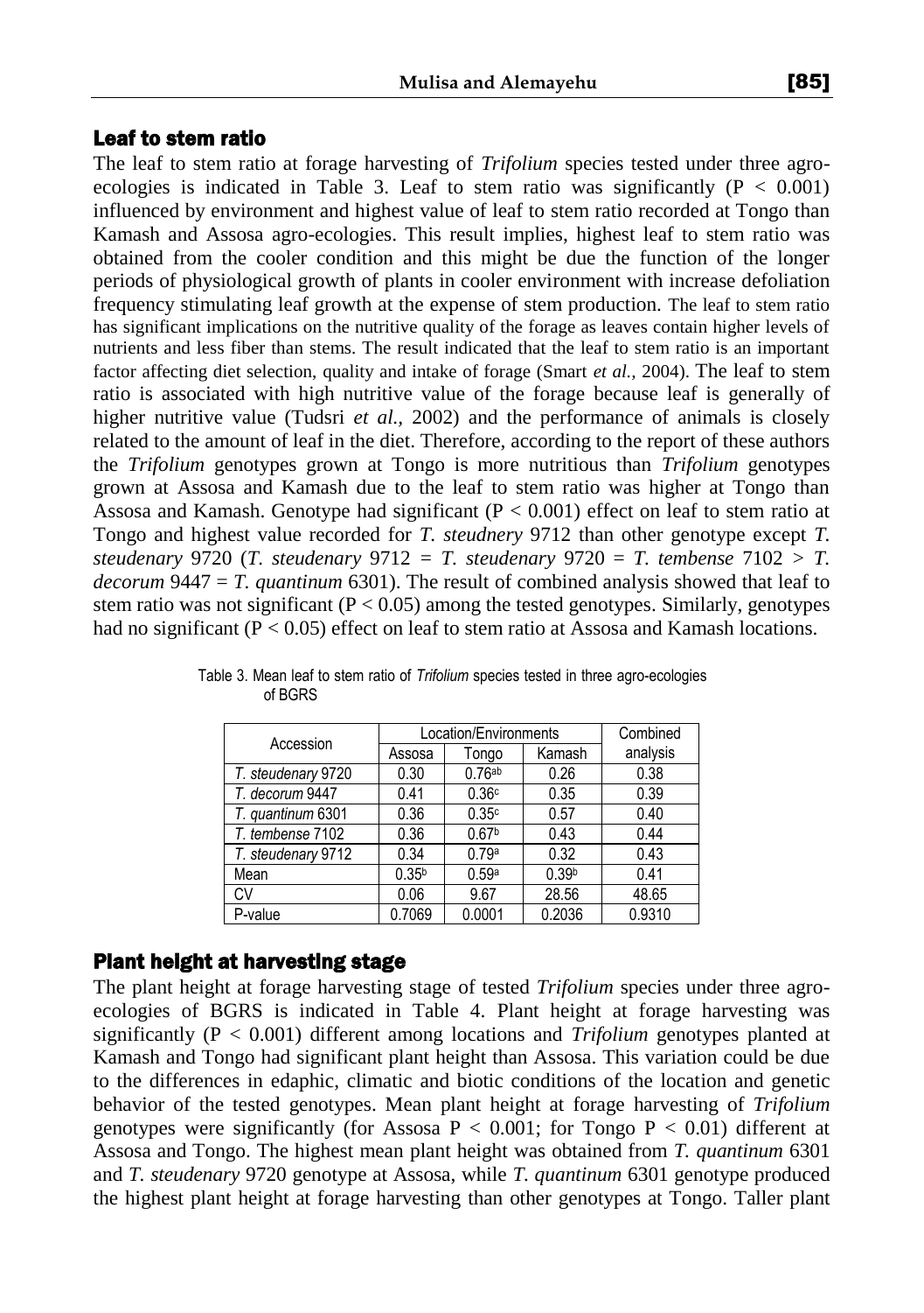## Leaf to stem ratio

The leaf to stem ratio at forage harvesting of *Trifolium* species tested under three agro-ecologies is indicated in Table 3. Leaf to stem ratio was significantly ($P < 0.001$) influenced by environment and highest value of leaf to stem ratio recorded at Tongo than Kamash and Assosa agro-ecologies. This result implies, highest leaf to stem ratio was obtained from the cooler condition and this might be due the function of the longer periods of physiological growth of plants in cooler environment with increase defoliation frequency stimulating leaf growth at the expense of stem production. The leaf to stem ratio has significant implications on the nutritive quality of the forage as leaves contain higher levels of nutrients and less fiber than stems. The result indicated that the leaf to stem ratio is an important factor affecting diet selection, quality and intake of forage (Smart *et al.,* 2004). The leaf to stem ratio is associated with high nutritive value of the forage because leaf is generally of higher nutritive value (Tudsri *et al.,* 2002) and the performance of animals is closely related to the amount of leaf in the diet. Therefore, according to the report of these authors the *Trifolium* genotypes grown at Tongo is more nutritious than *Trifolium* genotypes grown at Assosa and Kamash due to the leaf to stem ratio was higher at Tongo than Assosa and Kamash. Genotype had significant ($P < 0.001$) effect on leaf to stem ratio at Tongo and highest value recorded for *T. steudnery* 9712 than other genotype except *T. steudenary* 9720 (*T. steudenary* 9712 = *T. steudenary* 9720 = *T. tembense* 7102 > *T. decorum* 9447 = *T. quantinum* 6301). The result of combined analysis showed that leaf to stem ratio was not significant ($P < 0.05$) among the tested genotypes. Similarly, genotypes had no significant ($P < 0.05$) effect on leaf to stem ratio at Assosa and Kamash locations.

Table 3. Mean leaf to stem ratio of *Trifolium* species tested in three agro-ecologies of BGRS

| Accession | Location/Environments | | | Combined analysis |
|---|---|---|---|---|
| | Assosa | Tongo | Kamash | |
| *T. steudenary* 9720 | 0.30 | 0.76[ab] | 0.26 | 0.38 |
| *T. decorum* 9447 | 0.41 | 0.36[c] | 0.35 | 0.39 |
| *T. quantinum* 6301 | 0.36 | 0.35[c] | 0.57 | 0.40 |
| *T. tembense* 7102 | 0.36 | 0.67[b] | 0.43 | 0.44 |
| *T. steudenary* 9712 | 0.34 | 0.79[a] | 0.32 | 0.43 |
| Mean | 0.35[b] | 0.59[a] | 0.39[b] | 0.41 |
| CV | 0.06 | 9.67 | 28.56 | 48.65 |
| P-value | 0.7069 | 0.0001 | 0.2036 | 0.9310 |

## Plant height at harvesting stage

The plant height at forage harvesting stage of tested *Trifolium* species under three agro-ecologies of BGRS is indicated in Table 4. Plant height at forage harvesting was significantly ($P < 0.001$) different among locations and *Trifolium* genotypes planted at Kamash and Tongo had significant plant height than Assosa. This variation could be due to the differences in edaphic, climatic and biotic conditions of the location and genetic behavior of the tested genotypes. Mean plant height at forage harvesting of *Trifolium* genotypes were significantly (for Assosa $P < 0.001$; for Tongo $P < 0.01$) different at Assosa and Tongo. The highest mean plant height was obtained from *T. quantinum* 6301 and *T. steudenary* 9720 genotype at Assosa, while *T. quantinum* 6301 genotype produced the highest plant height at forage harvesting than other genotypes at Tongo. Taller plant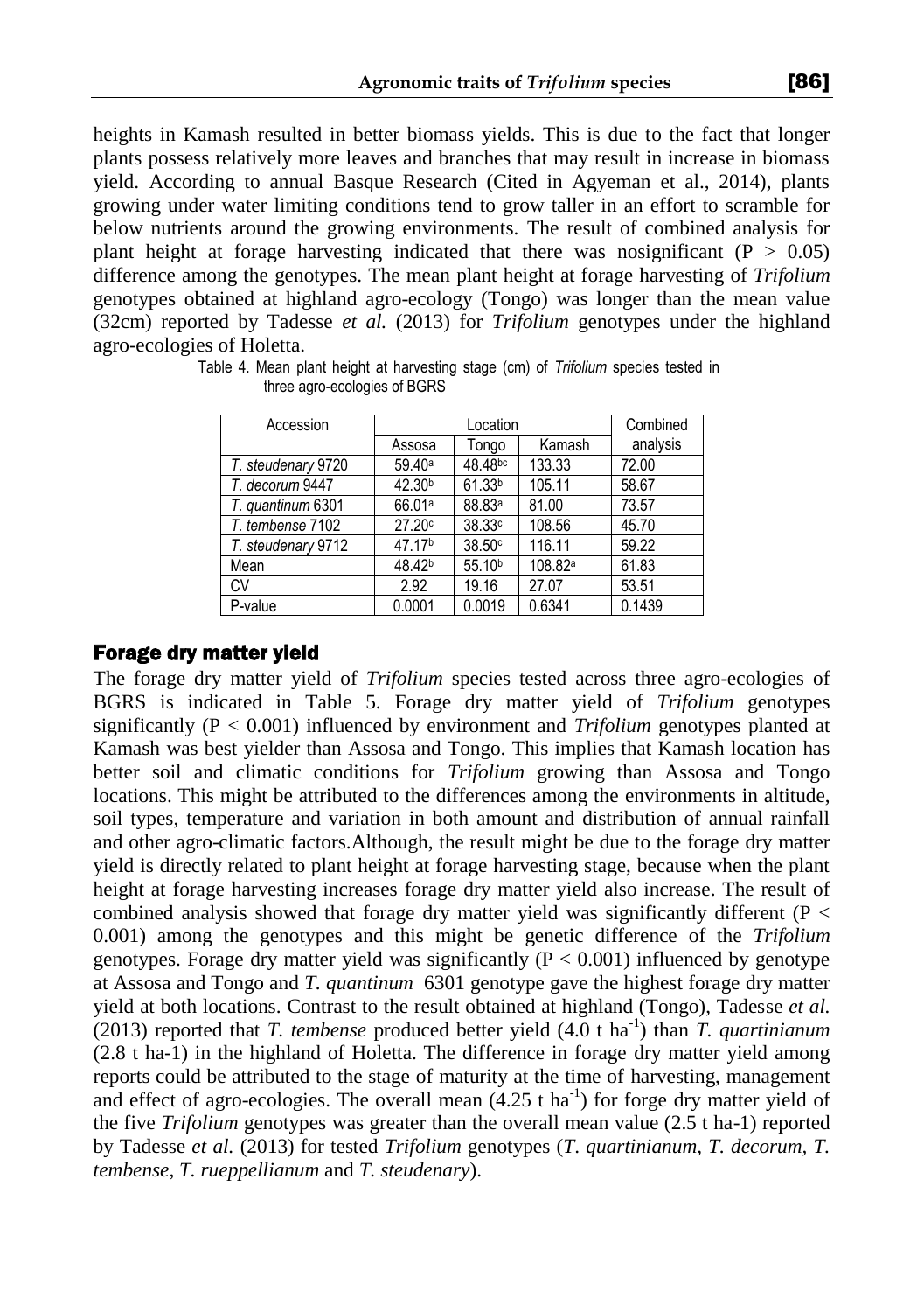heights in Kamash resulted in better biomass yields. This is due to the fact that longer plants possess relatively more leaves and branches that may result in increase in biomass yield. According to annual Basque Research (Cited in Agyeman et al., 2014), plants growing under water limiting conditions tend to grow taller in an effort to scramble for below nutrients around the growing environments. The result of combined analysis for plant height at forage harvesting indicated that there was nosignificant ($P > 0.05$) difference among the genotypes. The mean plant height at forage harvesting of *Trifolium* genotypes obtained at highland agro-ecology (Tongo) was longer than the mean value (32cm) reported by Tadesse *et al.* (2013) for *Trifolium* genotypes under the highland agro-ecologies of Holetta.

Table 4. Mean plant height at harvesting stage (cm) of *Trifolium* species tested in three agro-ecologies of BGRS

| Accession | Location | | | Combined analysis |
|---|---|---|---|---|
| | Assosa | Tongo | Kamash | |
| *T. steudenary* 9720 | $59.40^{a}$ | $48.48^{bc}$ | 133.33 | 72.00 |
| *T. decorum* 9447 | $42.30^{b}$ | $61.33^{b}$ | 105.11 | 58.67 |
| *T. quantinum* 6301 | $66.01^{a}$ | $88.83^{a}$ | 81.00 | 73.57 |
| *T. tembense* 7102 | $27.20^{c}$ | $38.33^{c}$ | 108.56 | 45.70 |
| *T. steudenary* 9712 | $47.17^{b}$ | $38.50^{c}$ | 116.11 | 59.22 |
| Mean | $48.42^{b}$ | $55.10^{b}$ | $108.82^{a}$ | 61.83 |
| CV | 2.92 | 19.16 | 27.07 | 53.51 |
| P-value | 0.0001 | 0.0019 | 0.6341 | 0.1439 |

## Forage dry matter yield

The forage dry matter yield of *Trifolium* species tested across three agro-ecologies of BGRS is indicated in Table 5. Forage dry matter yield of *Trifolium* genotypes significantly ($P < 0.001$) influenced by environment and *Trifolium* genotypes planted at Kamash was best yielder than Assosa and Tongo. This implies that Kamash location has better soil and climatic conditions for *Trifolium* growing than Assosa and Tongo locations. This might be attributed to the differences among the environments in altitude, soil types, temperature and variation in both amount and distribution of annual rainfall and other agro-climatic factors.Although, the result might be due to the forage dry matter yield is directly related to plant height at forage harvesting stage, because when the plant height at forage harvesting increases forage dry matter yield also increase. The result of combined analysis showed that forage dry matter yield was significantly different ($P < 0.001$) among the genotypes and this might be genetic difference of the *Trifolium* genotypes. Forage dry matter yield was significantly ($P < 0.001$) influenced by genotype at Assosa and Tongo and *T. quantinum* 6301 genotype gave the highest forage dry matter yield at both locations. Contrast to the result obtained at highland (Tongo), Tadesse *et al.* (2013) reported that *T. tembense* produced better yield (4.0 t $ha^{-1}$) than *T. quartinianum* (2.8 t ha-1) in the highland of Holetta. The difference in forage dry matter yield among reports could be attributed to the stage of maturity at the time of harvesting, management and effect of agro-ecologies. The overall mean (4.25 t $ha^{-1}$) for forge dry matter yield of the five *Trifolium* genotypes was greater than the overall mean value (2.5 t ha-1) reported by Tadesse *et al.* (2013) for tested *Trifolium* genotypes (*T. quartinianum*, *T. decorum*, *T. tembense*, *T. rueppellianum* and *T. steudenary*).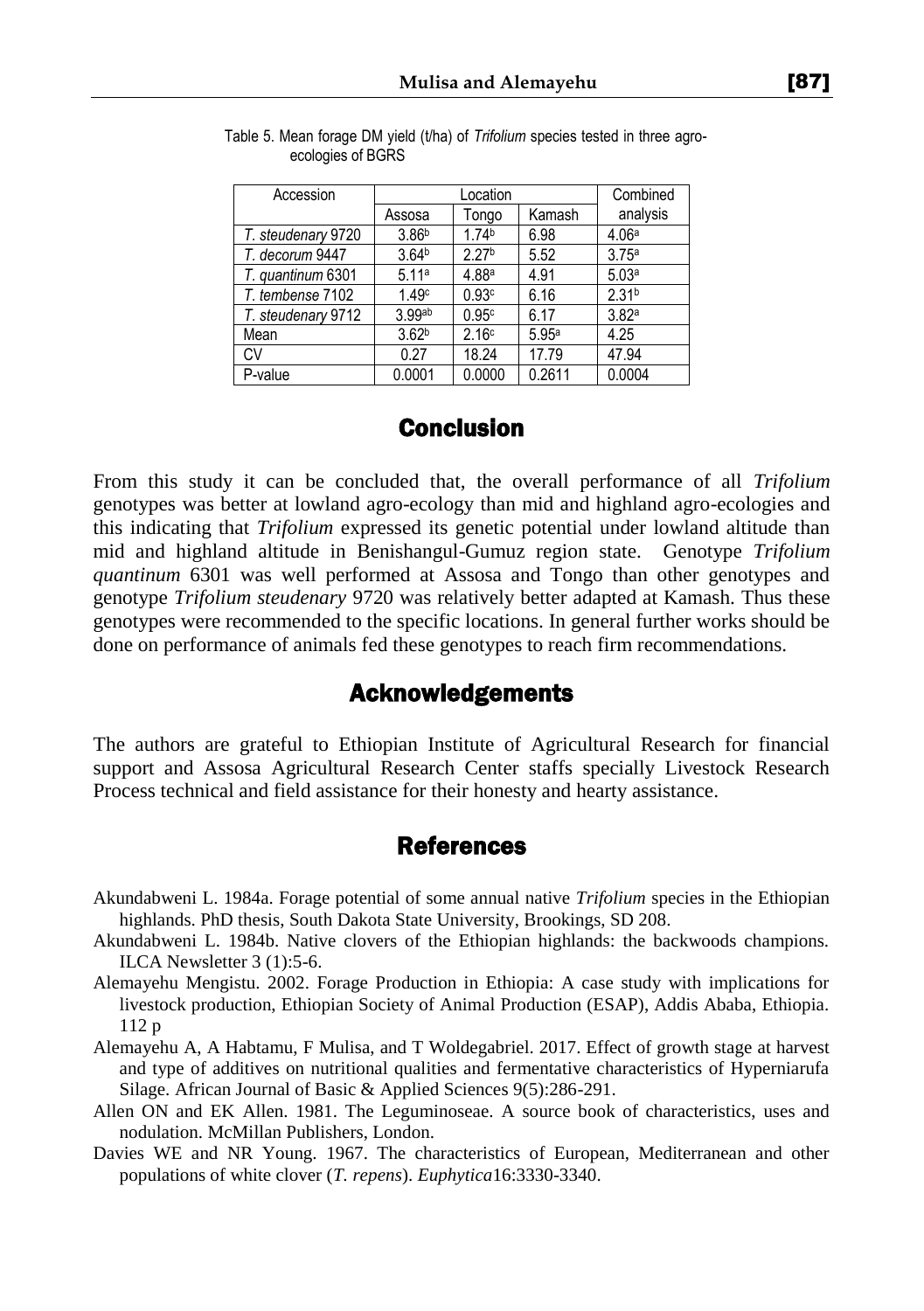Table 5. Mean forage DM yield (t/ha) of *Trifolium* species tested in three agro-ecologies of BGRS

| Accession | Location | | | Combined analysis |
|---|---|---|---|---|
| | Assosa | Tongo | Kamash | |
| *T. steudenary* 9720 | 3.86[b] | 1.74[b] | 6.98 | 4.06[a] |
| *T. decorum* 9447 | 3.64[b] | 2.27[b] | 5.52 | 3.75[a] |
| *T. quantinum* 6301 | 5.11[a] | 4.88[a] | 4.91 | 5.03[a] |
| *T. tembense* 7102 | 1.49[c] | 0.93[c] | 6.16 | 2.31[b] |
| *T. steudenary* 9712 | 3.99[ab] | 0.95[c] | 6.17 | 3.82[a] |
| Mean | 3.62[b] | 2.16[c] | 5.95[a] | 4.25 |
| CV | 0.27 | 18.24 | 17.79 | 47.94 |
| P-value | 0.0001 | 0.0000 | 0.2611 | 0.0004 |

## Conclusion

From this study it can be concluded that, the overall performance of all *Trifolium* genotypes was better at lowland agro-ecology than mid and highland agro-ecologies and this indicating that *Trifolium* expressed its genetic potential under lowland altitude than mid and highland altitude in Benishangul-Gumuz region state. Genotype *Trifolium quantinum* 6301 was well performed at Assosa and Tongo than other genotypes and genotype *Trifolium steudenary* 9720 was relatively better adapted at Kamash. Thus these genotypes were recommended to the specific locations. In general further works should be done on performance of animals fed these genotypes to reach firm recommendations.

## Acknowledgements

The authors are grateful to Ethiopian Institute of Agricultural Research for financial support and Assosa Agricultural Research Center staffs specially Livestock Research Process technical and field assistance for their honesty and hearty assistance.

## References

Akundabweni L. 1984a. Forage potential of some annual native *Trifolium* species in the Ethiopian highlands. PhD thesis, South Dakota State University, Brookings, SD 208.

Akundabweni L. 1984b. Native clovers of the Ethiopian highlands: the backwoods champions. ILCA Newsletter 3 (1):5-6.

Alemayehu Mengistu. 2002. Forage Production in Ethiopia: A case study with implications for livestock production, Ethiopian Society of Animal Production (ESAP), Addis Ababa, Ethiopia. 112 p

Alemayehu A, A Habtamu, F Mulisa, and T Woldegabriel. 2017. Effect of growth stage at harvest and type of additives on nutritional qualities and fermentative characteristics of Hyperniarufa Silage. African Journal of Basic & Applied Sciences 9(5):286-291.

Allen ON and EK Allen. 1981. The Leguminoseae. A source book of characteristics, uses and nodulation. McMillan Publishers, London.

Davies WE and NR Young. 1967. The characteristics of European, Mediterranean and other populations of white clover (*T. repens*). *Euphytica*16:3330-3340.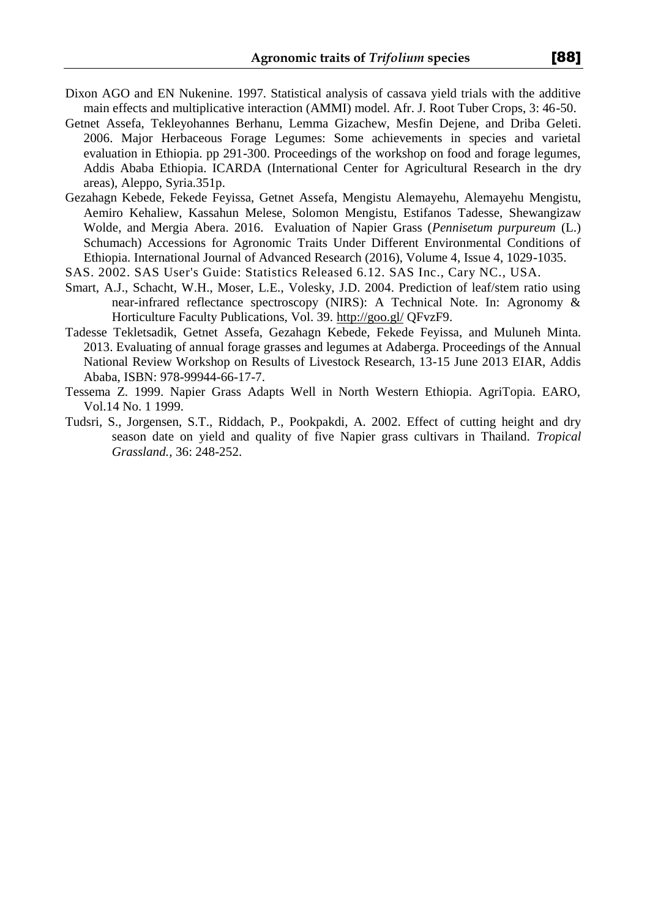Dixon AGO and EN Nukenine. 1997. Statistical analysis of cassava yield trials with the additive main effects and multiplicative interaction (AMMI) model. Afr. J. Root Tuber Crops, 3: 46-50.

Getnet Assefa, Tekleyohannes Berhanu, Lemma Gizachew, Mesfin Dejene, and Driba Geleti. 2006. Major Herbaceous Forage Legumes: Some achievements in species and varietal evaluation in Ethiopia. pp 291-300. Proceedings of the workshop on food and forage legumes, Addis Ababa Ethiopia. ICARDA (International Center for Agricultural Research in the dry areas), Aleppo, Syria.351p.

Gezahagn Kebede, Fekede Feyissa, Getnet Assefa, Mengistu Alemayehu, Alemayehu Mengistu, Aemiro Kehaliew, Kassahun Melese, Solomon Mengistu, Estifanos Tadesse, Shewangizaw Wolde, and Mergia Abera. 2016. Evaluation of Napier Grass (*Pennisetum purpureum* (L.) Schumach) Accessions for Agronomic Traits Under Different Environmental Conditions of Ethiopia. International Journal of Advanced Research (2016), Volume 4, Issue 4, 1029-1035.

SAS. 2002. SAS User's Guide: Statistics Released 6.12. SAS Inc., Cary NC., USA.

Smart, A.J., Schacht, W.H., Moser, L.E., Volesky, J.D. 2004. Prediction of leaf/stem ratio using near-infrared reflectance spectroscopy (NIRS): A Technical Note. In: Agronomy & Horticulture Faculty Publications, Vol. 39. http://goo.gl/ QFvzF9.

Tadesse Tekletsadik, Getnet Assefa, Gezahagn Kebede, Fekede Feyissa, and Muluneh Minta. 2013. Evaluating of annual forage grasses and legumes at Adaberga. Proceedings of the Annual National Review Workshop on Results of Livestock Research, 13-15 June 2013 EIAR, Addis Ababa, ISBN: 978-99944-66-17-7.

Tessema Z. 1999. Napier Grass Adapts Well in North Western Ethiopia. AgriTopia. EARO, Vol.14 No. 1 1999.

Tudsri, S., Jorgensen, S.T., Riddach, P., Pookpakdi, A. 2002. Effect of cutting height and dry season date on yield and quality of five Napier grass cultivars in Thailand. *Tropical Grassland.*, 36: 248-252.